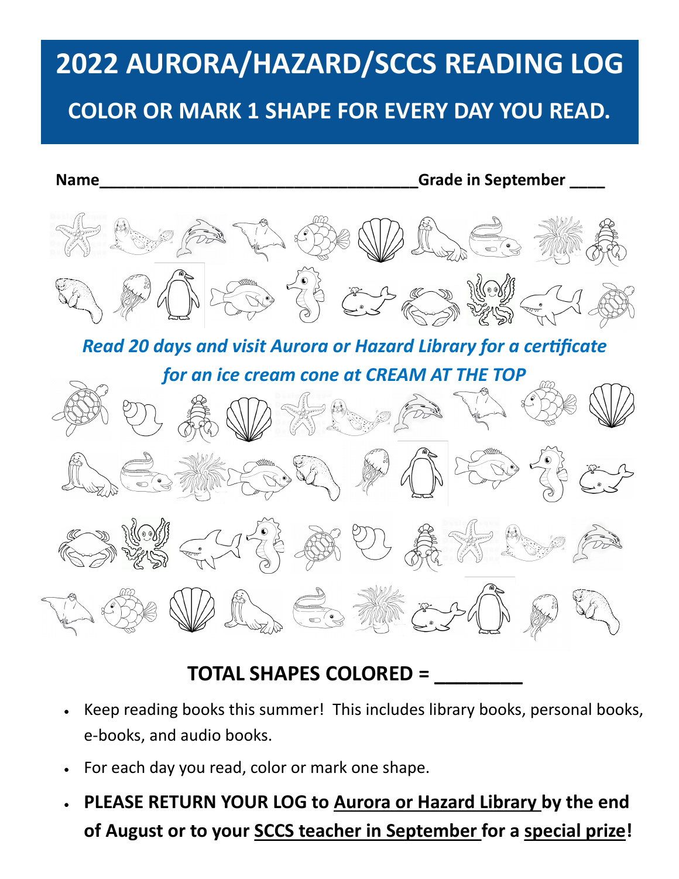# 2022 AURORA/HAZARD/SCCS READING LOG

## COLOR OR MARK 1 SHAPE FOR EVERY DAY YOU READ.

**Name**_____________________________________**Grade in September** ____

*Read 20 days and visit Aurora or Hazard Library for a certificate for an ice cream cone at CREAM AT THE TOP*

**TOTAL SHAPES COLORED = ________**

- Keep reading books this summer! This includes library books, personal books, e-books, and audio books.
- For each day you read, color or mark one shape.
- **PLEASE RETURN YOUR LOG to Aurora or Hazard Library by the end of August or to your SCCS teacher in September for a special prize!**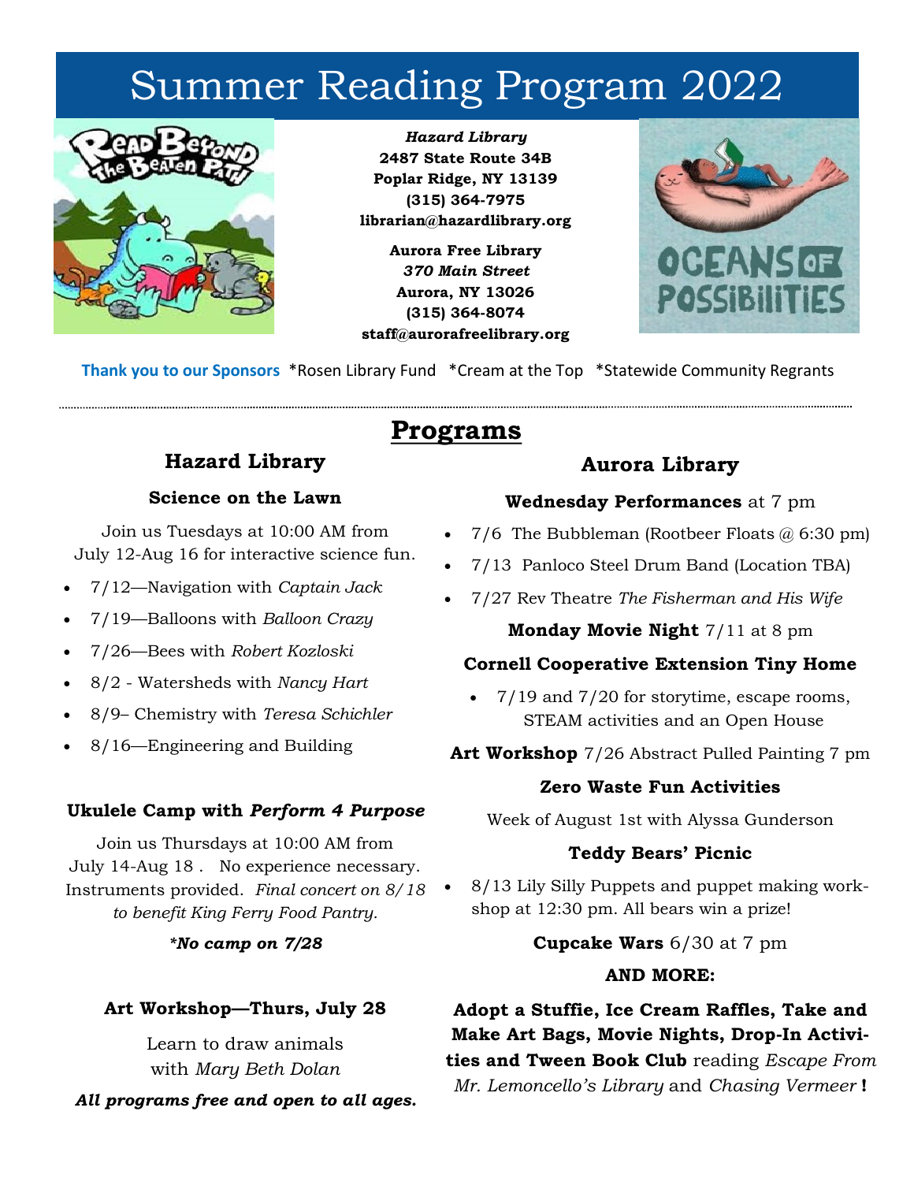# Summary Reading Program 2022

*Hazard Library*
**2487 State Route 34B**
**Poplar Ridge, NY 13139**
**(315) 364-7975**
**librarian@hazardlibrary.org**

**Aurora Free Library**
***370 Main Street***
**Aurora, NY 13026**
**(315) 364-8074**
**staff@aurorafreelibrary.org**

**Thank you to our Sponsors** *Rosen Library Fund *Cream at the Top *Statewide Community Regrants

## Programs

### Hazard Library

**Science on the Lawn**

Join us Tuesdays at 10:00 AM from July 12-Aug 16 for interactive science fun.

- 7/12—Navigation with *Captain Jack*
- 7/19—Balloons with *Balloon Crazy*
- 7/26—Bees with *Robert Kozloski*
- 8/2 - Watersheds with *Nancy Hart*
- 8/9– Chemistry with *Teresa Schichler*
- 8/16—Engineering and Building

**Ukulele Camp with *Perform 4 Purpose***

Join us Thursdays at 10:00 AM from July 14-Aug 18 . No experience necessary. Instruments provided. *Final concert on 8/18 to benefit King Ferry Food Pantry.*

***No camp on 7/28***

**Art Workshop—Thurs, July 28**

Learn to draw animals with *Mary Beth Dolan*

***All programs free and open to all ages.***

### Aurora Library

**Wednesday Performances** at 7 pm

- 7/6 The Bubbleman (Rootbeer Floats @ 6:30 pm)
- 7/13 Panloco Steel Drum Band (Location TBA)
- 7/27 Rev Theatre *The Fisherman and His Wife*

**Monday Movie Night** 7/11 at 8 pm

**Cornell Cooperative Extension Tiny Home**

- 7/19 and 7/20 for storytime, escape rooms, STEAM activities and an Open House

**Art Workshop** 7/26 Abstract Pulled Painting 7 pm

**Zero Waste Fun Activities**

Week of August 1st with Alyssa Gunderson

**Teddy Bears' Picnic**

- 8/13 Lily Silly Puppets and puppet making workshop at 12:30 pm. All bears win a prize!

**Cupcake Wars** 6/30 at 7 pm

**AND MORE:**

**Adopt a Stuffie, Ice Cream Raffles, Take and Make Art Bags, Movie Nights, Drop-In Activities and Tween Book Club** reading *Escape From Mr. Lemoncello's Library* and *Chasing Vermeer* **!**